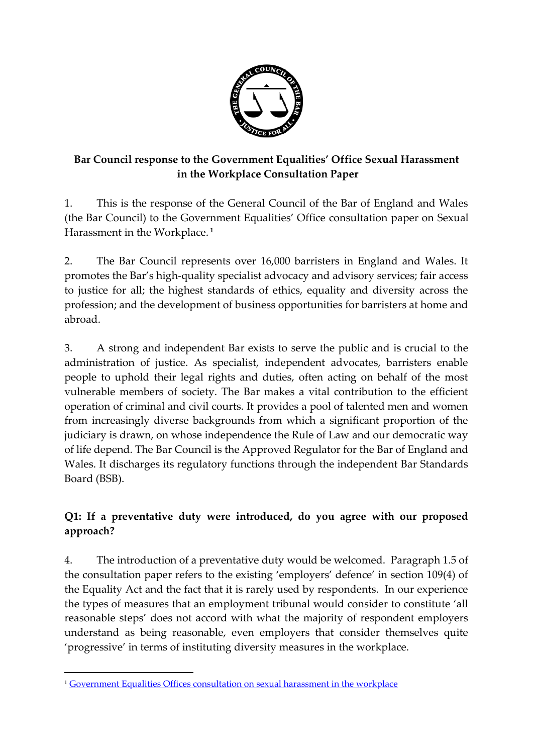**Bar Council response to the Government Equalities' Office Sexual Harassment in the Workplace Consultation Paper**

1. This is the response of the General Council of the Bar of England and Wales (the Bar Council) to the Government Equalities' Office consultation paper on Sexual Harassment in the Workplace.[1]

2. The Bar Council represents over 16,000 barristers in England and Wales. It promotes the Bar's high-quality specialist advocacy and advisory services; fair access to justice for all; the highest standards of ethics, equality and diversity across the profession; and the development of business opportunities for barristers at home and abroad.

3. A strong and independent Bar exists to serve the public and is crucial to the administration of justice. As specialist, independent advocates, barristers enable people to uphold their legal rights and duties, often acting on behalf of the most vulnerable members of society. The Bar makes a vital contribution to the efficient operation of criminal and civil courts. It provides a pool of talented men and women from increasingly diverse backgrounds from which a significant proportion of the judiciary is drawn, on whose independence the Rule of Law and our democratic way of life depend. The Bar Council is the Approved Regulator for the Bar of England and Wales. It discharges its regulatory functions through the independent Bar Standards Board (BSB).

**Q1: If a preventative duty were introduced, do you agree with our proposed approach?**

4. The introduction of a preventative duty would be welcomed. Paragraph 1.5 of the consultation paper refers to the existing 'employers' defence' in section 109(4) of the Equality Act and the fact that it is rarely used by respondents. In our experience the types of measures that an employment tribunal would consider to constitute 'all reasonable steps' does not accord with what the majority of respondent employers understand as being reasonable, even employers that consider themselves quite 'progressive' in terms of instituting diversity measures in the workplace.

[1] Government Equalities Offices consultation on sexual harassment in the workplace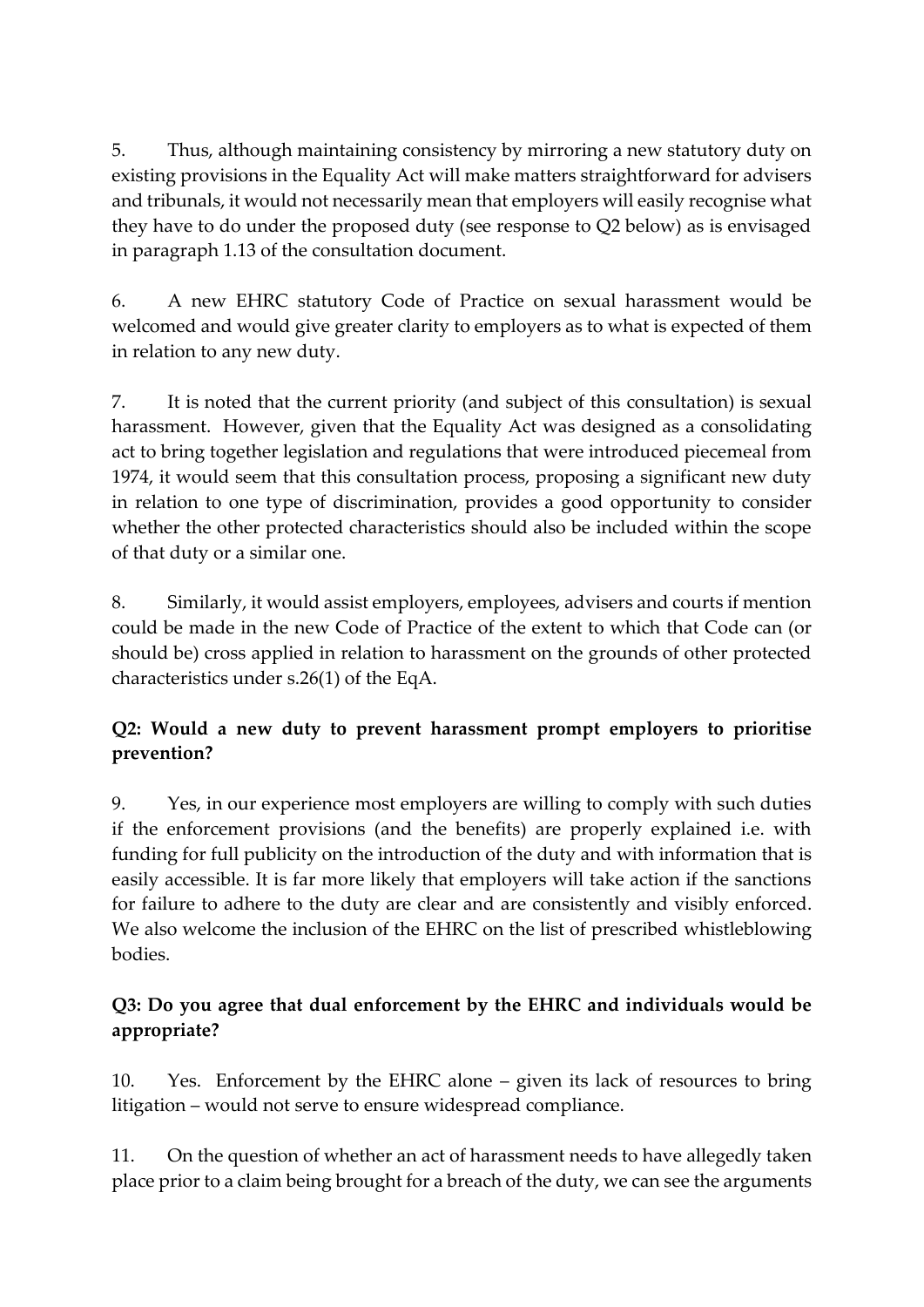5. Thus, although maintaining consistency by mirroring a new statutory duty on existing provisions in the Equality Act will make matters straightforward for advisers and tribunals, it would not necessarily mean that employers will easily recognise what they have to do under the proposed duty (see response to Q2 below) as is envisaged in paragraph 1.13 of the consultation document.

6. A new EHRC statutory Code of Practice on sexual harassment would be welcomed and would give greater clarity to employers as to what is expected of them in relation to any new duty.

7. It is noted that the current priority (and subject of this consultation) is sexual harassment. However, given that the Equality Act was designed as a consolidating act to bring together legislation and regulations that were introduced piecemeal from 1974, it would seem that this consultation process, proposing a significant new duty in relation to one type of discrimination, provides a good opportunity to consider whether the other protected characteristics should also be included within the scope of that duty or a similar one.

8. Similarly, it would assist employers, employees, advisers and courts if mention could be made in the new Code of Practice of the extent to which that Code can (or should be) cross applied in relation to harassment on the grounds of other protected characteristics under s.26(1) of the EqA.

**Q2: Would a new duty to prevent harassment prompt employers to prioritise prevention?**

9. Yes, in our experience most employers are willing to comply with such duties if the enforcement provisions (and the benefits) are properly explained i.e. with funding for full publicity on the introduction of the duty and with information that is easily accessible. It is far more likely that employers will take action if the sanctions for failure to adhere to the duty are clear and are consistently and visibly enforced. We also welcome the inclusion of the EHRC on the list of prescribed whistleblowing bodies.

**Q3: Do you agree that dual enforcement by the EHRC and individuals would be appropriate?**

10. Yes. Enforcement by the EHRC alone – given its lack of resources to bring litigation – would not serve to ensure widespread compliance.

11. On the question of whether an act of harassment needs to have allegedly taken place prior to a claim being brought for a breach of the duty, we can see the arguments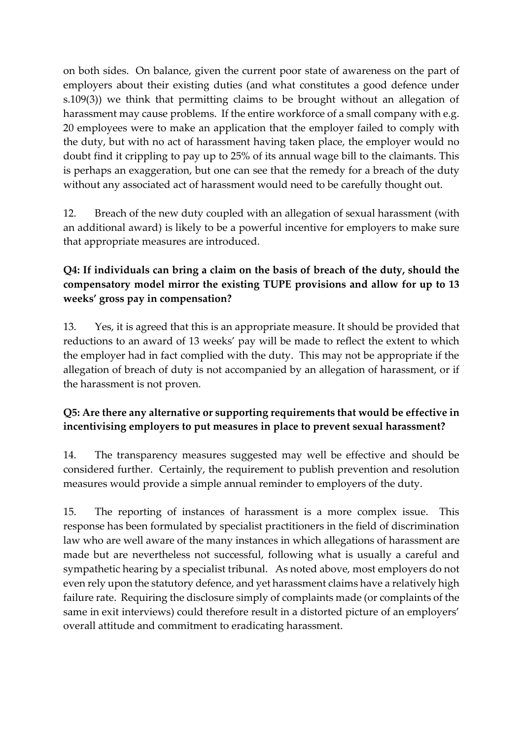on both sides. On balance, given the current poor state of awareness on the part of employers about their existing duties (and what constitutes a good defence under s.109(3)) we think that permitting claims to be brought without an allegation of harassment may cause problems. If the entire workforce of a small company with e.g. 20 employees were to make an application that the employer failed to comply with the duty, but with no act of harassment having taken place, the employer would no doubt find it crippling to pay up to 25% of its annual wage bill to the claimants. This is perhaps an exaggeration, but one can see that the remedy for a breach of the duty without any associated act of harassment would need to be carefully thought out.

12. Breach of the new duty coupled with an allegation of sexual harassment (with an additional award) is likely to be a powerful incentive for employers to make sure that appropriate measures are introduced.

**Q4: If individuals can bring a claim on the basis of breach of the duty, should the compensatory model mirror the existing TUPE provisions and allow for up to 13 weeks' gross pay in compensation?**

13. Yes, it is agreed that this is an appropriate measure. It should be provided that reductions to an award of 13 weeks' pay will be made to reflect the extent to which the employer had in fact complied with the duty. This may not be appropriate if the allegation of breach of duty is not accompanied by an allegation of harassment, or if the harassment is not proven.

**Q5: Are there any alternative or supporting requirements that would be effective in incentivising employers to put measures in place to prevent sexual harassment?**

14. The transparency measures suggested may well be effective and should be considered further. Certainly, the requirement to publish prevention and resolution measures would provide a simple annual reminder to employers of the duty.

15. The reporting of instances of harassment is a more complex issue. This response has been formulated by specialist practitioners in the field of discrimination law who are well aware of the many instances in which allegations of harassment are made but are nevertheless not successful, following what is usually a careful and sympathetic hearing by a specialist tribunal. As noted above, most employers do not even rely upon the statutory defence, and yet harassment claims have a relatively high failure rate. Requiring the disclosure simply of complaints made (or complaints of the same in exit interviews) could therefore result in a distorted picture of an employers' overall attitude and commitment to eradicating harassment.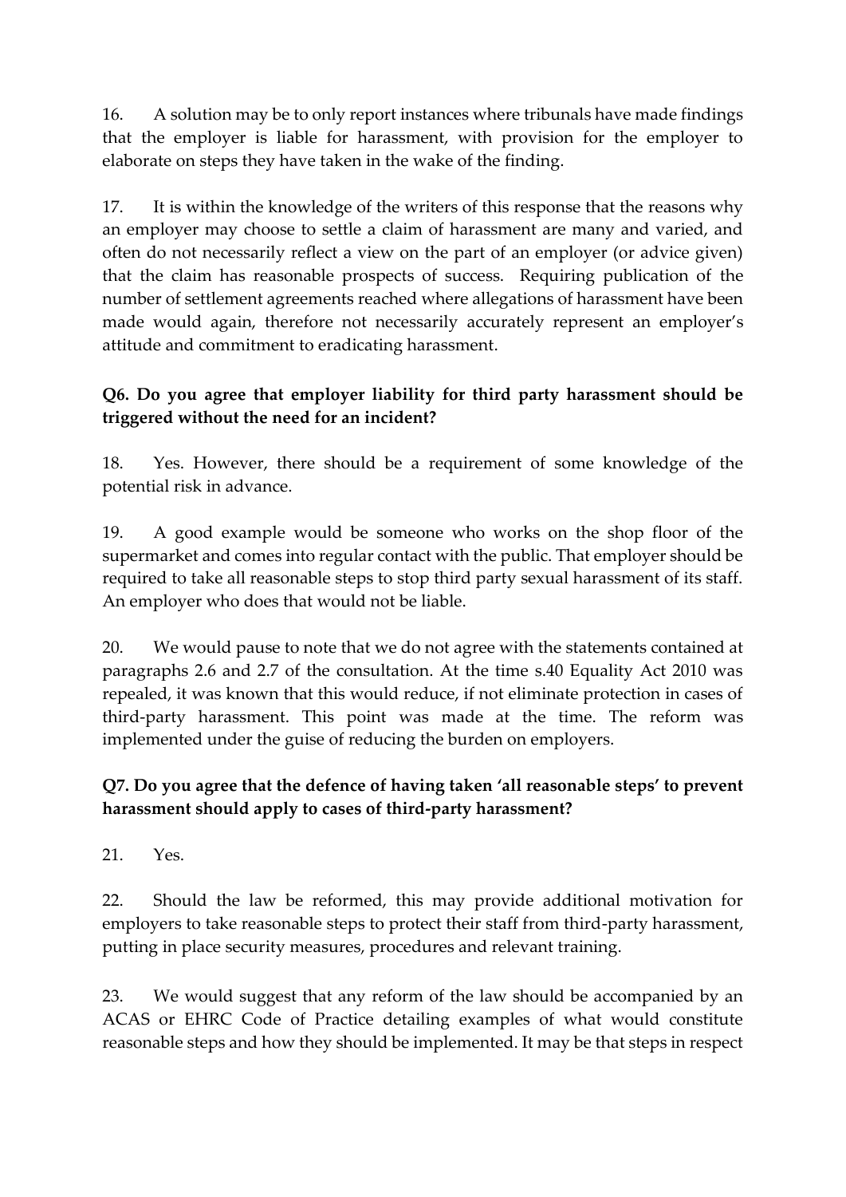16. A solution may be to only report instances where tribunals have made findings that the employer is liable for harassment, with provision for the employer to elaborate on steps they have taken in the wake of the finding.

17. It is within the knowledge of the writers of this response that the reasons why an employer may choose to settle a claim of harassment are many and varied, and often do not necessarily reflect a view on the part of an employer (or advice given) that the claim has reasonable prospects of success. Requiring publication of the number of settlement agreements reached where allegations of harassment have been made would again, therefore not necessarily accurately represent an employer's attitude and commitment to eradicating harassment.

**Q6. Do you agree that employer liability for third party harassment should be triggered without the need for an incident?**

18. Yes. However, there should be a requirement of some knowledge of the potential risk in advance.

19. A good example would be someone who works on the shop floor of the supermarket and comes into regular contact with the public. That employer should be required to take all reasonable steps to stop third party sexual harassment of its staff. An employer who does that would not be liable.

20. We would pause to note that we do not agree with the statements contained at paragraphs 2.6 and 2.7 of the consultation. At the time s.40 Equality Act 2010 was repealed, it was known that this would reduce, if not eliminate protection in cases of third-party harassment. This point was made at the time. The reform was implemented under the guise of reducing the burden on employers.

**Q7. Do you agree that the defence of having taken 'all reasonable steps' to prevent harassment should apply to cases of third-party harassment?**

21. Yes.

22. Should the law be reformed, this may provide additional motivation for employers to take reasonable steps to protect their staff from third-party harassment, putting in place security measures, procedures and relevant training.

23. We would suggest that any reform of the law should be accompanied by an ACAS or EHRC Code of Practice detailing examples of what would constitute reasonable steps and how they should be implemented. It may be that steps in respect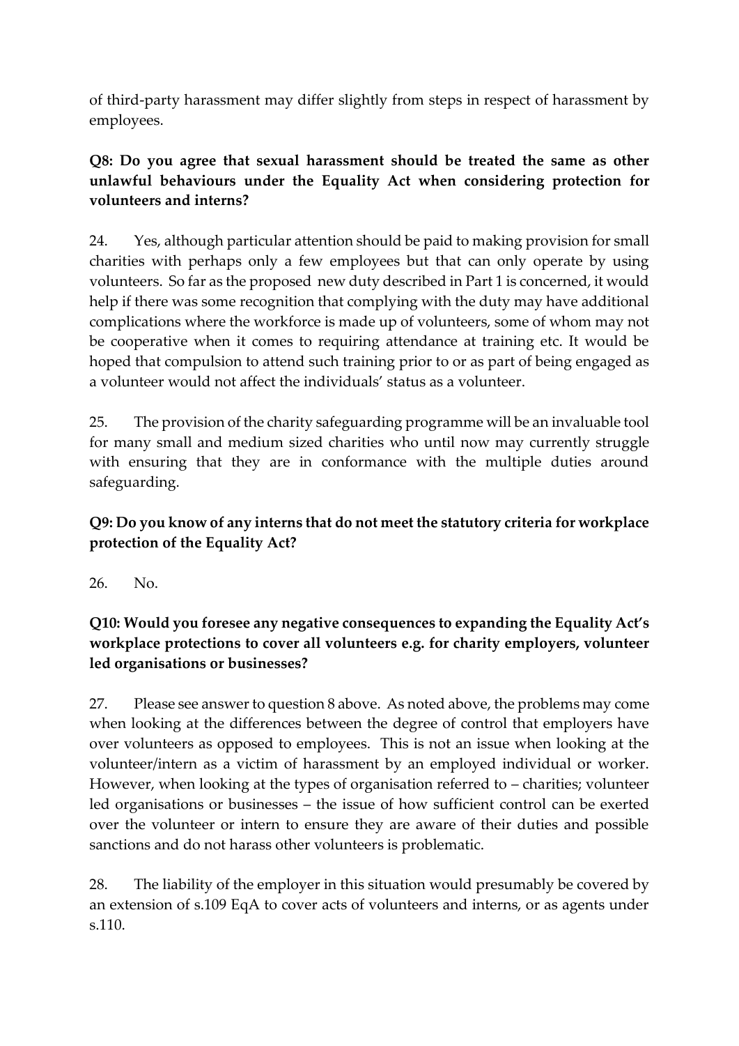of third-party harassment may differ slightly from steps in respect of harassment by employees.

**Q8: Do you agree that sexual harassment should be treated the same as other unlawful behaviours under the Equality Act when considering protection for volunteers and interns?**

24. Yes, although particular attention should be paid to making provision for small charities with perhaps only a few employees but that can only operate by using volunteers. So far as the proposed new duty described in Part 1 is concerned, it would help if there was some recognition that complying with the duty may have additional complications where the workforce is made up of volunteers, some of whom may not be cooperative when it comes to requiring attendance at training etc. It would be hoped that compulsion to attend such training prior to or as part of being engaged as a volunteer would not affect the individuals' status as a volunteer.

25. The provision of the charity safeguarding programme will be an invaluable tool for many small and medium sized charities who until now may currently struggle with ensuring that they are in conformance with the multiple duties around safeguarding.

**Q9: Do you know of any interns that do not meet the statutory criteria for workplace protection of the Equality Act?**

26. No.

**Q10: Would you foresee any negative consequences to expanding the Equality Act's workplace protections to cover all volunteers e.g. for charity employers, volunteer led organisations or businesses?**

27. Please see answer to question 8 above. As noted above, the problems may come when looking at the differences between the degree of control that employers have over volunteers as opposed to employees. This is not an issue when looking at the volunteer/intern as a victim of harassment by an employed individual or worker. However, when looking at the types of organisation referred to – charities; volunteer led organisations or businesses – the issue of how sufficient control can be exerted over the volunteer or intern to ensure they are aware of their duties and possible sanctions and do not harass other volunteers is problematic.

28. The liability of the employer in this situation would presumably be covered by an extension of s.109 EqA to cover acts of volunteers and interns, or as agents under s.110.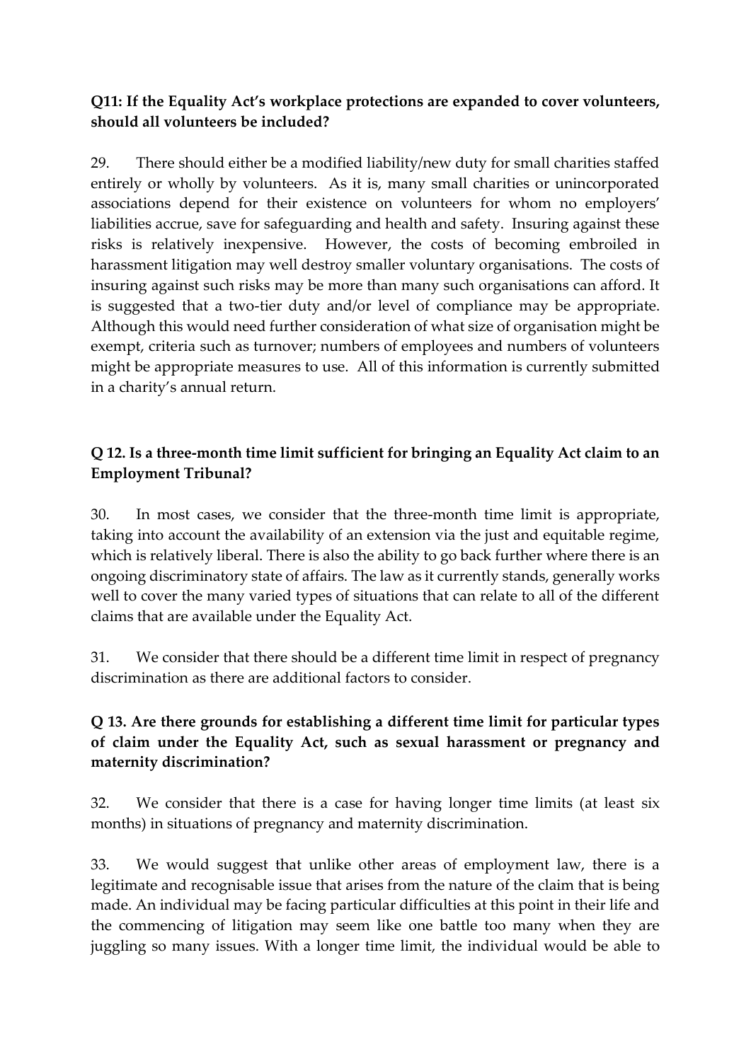**Q11: If the Equality Act's workplace protections are expanded to cover volunteers, should all volunteers be included?**

29. There should either be a modified liability/new duty for small charities staffed entirely or wholly by volunteers. As it is, many small charities or unincorporated associations depend for their existence on volunteers for whom no employers' liabilities accrue, save for safeguarding and health and safety. Insuring against these risks is relatively inexpensive. However, the costs of becoming embroiled in harassment litigation may well destroy smaller voluntary organisations. The costs of insuring against such risks may be more than many such organisations can afford. It is suggested that a two-tier duty and/or level of compliance may be appropriate. Although this would need further consideration of what size of organisation might be exempt, criteria such as turnover; numbers of employees and numbers of volunteers might be appropriate measures to use. All of this information is currently submitted in a charity's annual return.

**Q 12. Is a three-month time limit sufficient for bringing an Equality Act claim to an Employment Tribunal?**

30. In most cases, we consider that the three-month time limit is appropriate, taking into account the availability of an extension via the just and equitable regime, which is relatively liberal. There is also the ability to go back further where there is an ongoing discriminatory state of affairs. The law as it currently stands, generally works well to cover the many varied types of situations that can relate to all of the different claims that are available under the Equality Act.

31. We consider that there should be a different time limit in respect of pregnancy discrimination as there are additional factors to consider.

**Q 13. Are there grounds for establishing a different time limit for particular types of claim under the Equality Act, such as sexual harassment or pregnancy and maternity discrimination?**

32. We consider that there is a case for having longer time limits (at least six months) in situations of pregnancy and maternity discrimination.

33. We would suggest that unlike other areas of employment law, there is a legitimate and recognisable issue that arises from the nature of the claim that is being made. An individual may be facing particular difficulties at this point in their life and the commencing of litigation may seem like one battle too many when they are juggling so many issues. With a longer time limit, the individual would be able to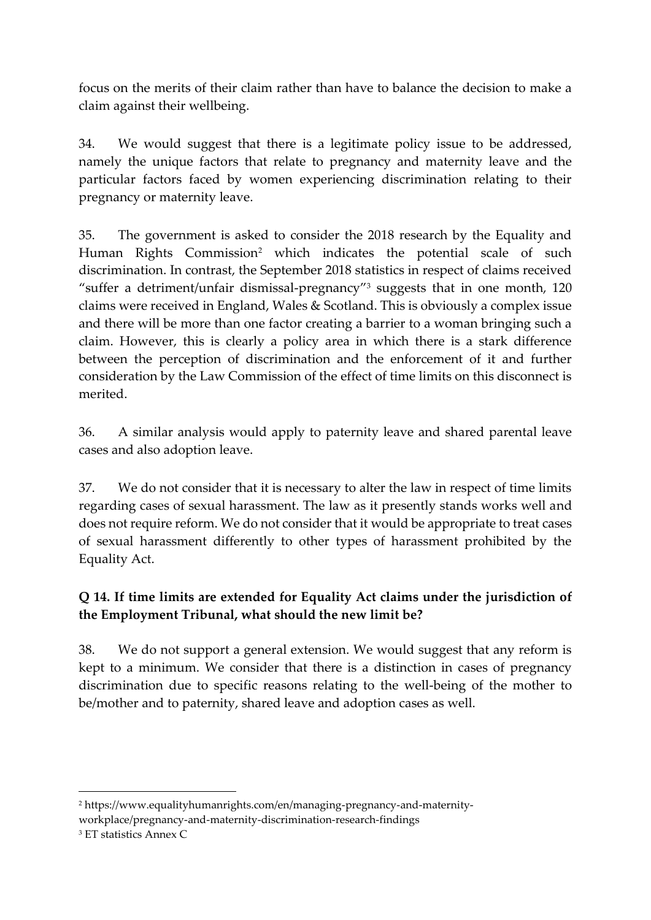focus on the merits of their claim rather than have to balance the decision to make a claim against their wellbeing.

34. We would suggest that there is a legitimate policy issue to be addressed, namely the unique factors that relate to pregnancy and maternity leave and the particular factors faced by women experiencing discrimination relating to their pregnancy or maternity leave.

35. The government is asked to consider the 2018 research by the Equality and Human Rights Commission[2] which indicates the potential scale of such discrimination. In contrast, the September 2018 statistics in respect of claims received "suffer a detriment/unfair dismissal-pregnancy"[3] suggests that in one month, 120 claims were received in England, Wales & Scotland. This is obviously a complex issue and there will be more than one factor creating a barrier to a woman bringing such a claim. However, this is clearly a policy area in which there is a stark difference between the perception of discrimination and the enforcement of it and further consideration by the Law Commission of the effect of time limits on this disconnect is merited.

36. A similar analysis would apply to paternity leave and shared parental leave cases and also adoption leave.

37. We do not consider that it is necessary to alter the law in respect of time limits regarding cases of sexual harassment. The law as it presently stands works well and does not require reform. We do not consider that it would be appropriate to treat cases of sexual harassment differently to other types of harassment prohibited by the Equality Act.

**Q 14. If time limits are extended for Equality Act claims under the jurisdiction of the Employment Tribunal, what should the new limit be?**

38. We do not support a general extension. We would suggest that any reform is kept to a minimum. We consider that there is a distinction in cases of pregnancy discrimination due to specific reasons relating to the well-being of the mother to be/mother and to paternity, shared leave and adoption cases as well.

---

[2] https://www.equalityhumanrights.com/en/managing-pregnancy-and-maternity-workplace/pregnancy-and-maternity-discrimination-research-findings

[3] ET statistics Annex C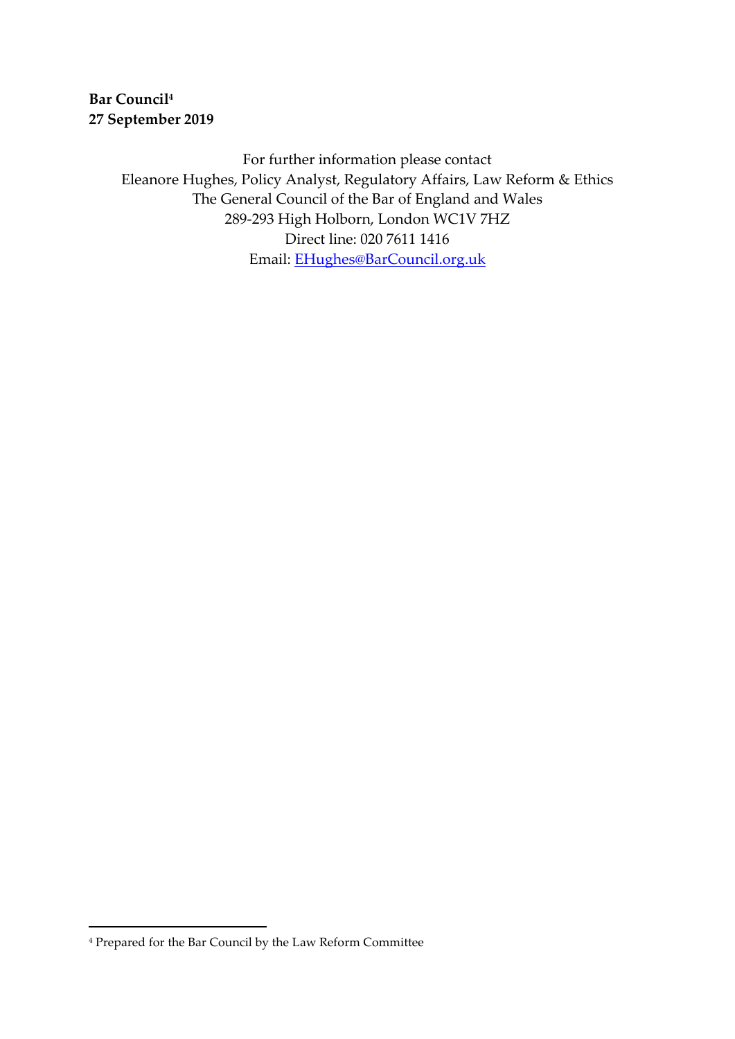**Bar Council**[4]
**27 September 2019**

For further information please contact
Eleanore Hughes, Policy Analyst, Regulatory Affairs, Law Reform & Ethics
The General Council of the Bar of England and Wales
289-293 High Holborn, London WC1V 7HZ
Direct line: 020 7611 1416
Email: [EHughes@BarCouncil.org.uk](mailto:EHughes@BarCouncil.org.uk)

---

[4] Prepared for the Bar Council by the Law Reform Committee